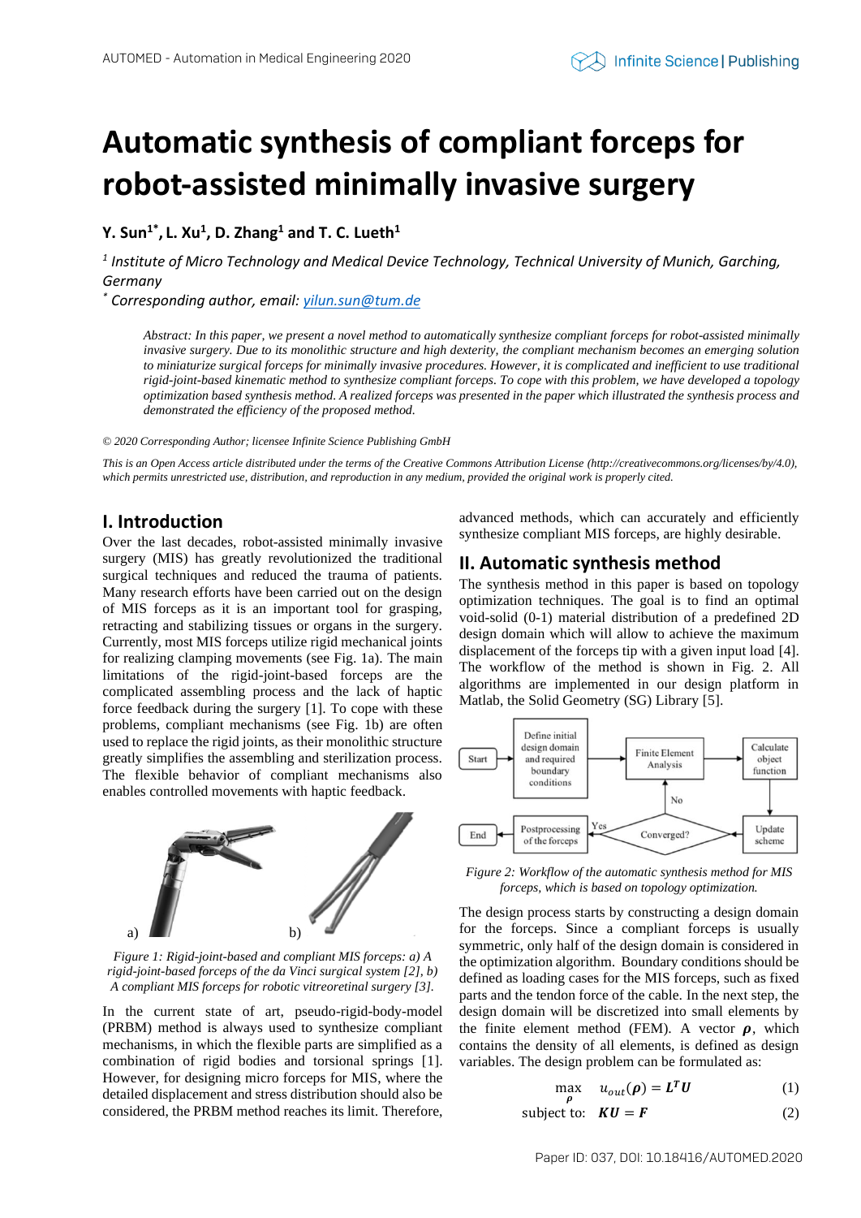# Automatic synthesis of compliant forceps for robot-assisted minimally invasive surgery

**Y. Sun[1*], L. Xu[1], D. Zhang[1] and T. C. Lueth[1]**

*[1] Institute of Micro Technology and Medical Device Technology, Technical University of Munich, Garching, Germany*

*[*] Corresponding author, email: yilun.sun@tum.de*

*Abstract: In this paper, we present a novel method to automatically synthesize compliant forceps for robot-assisted minimally invasive surgery. Due to its monolithic structure and high dexterity, the compliant mechanism becomes an emerging solution to miniaturize surgical forceps for minimally invasive procedures. However, it is complicated and inefficient to use traditional rigid-joint-based kinematic method to synthesize compliant forceps. To cope with this problem, we have developed a topology optimization based synthesis method. A realized forceps was presented in the paper which illustrated the synthesis process and demonstrated the efficiency of the proposed method.*

*© 2020 Corresponding Author; licensee Infinite Science Publishing GmbH*

*This is an Open Access article distributed under the terms of the Creative Commons Attribution License (http://creativecommons.org/licenses/by/4.0), which permits unrestricted use, distribution, and reproduction in any medium, provided the original work is properly cited.*

## I. Introduction

Over the last decades, robot-assisted minimally invasive surgery (MIS) has greatly revolutionized the traditional surgical techniques and reduced the trauma of patients. Many research efforts have been carried out on the design of MIS forceps as it is an important tool for grasping, retracting and stabilizing tissues or organs in the surgery. Currently, most MIS forceps utilize rigid mechanical joints for realizing clamping movements (see Fig. 1a). The main limitations of the rigid-joint-based forceps are the complicated assembling process and the lack of haptic force feedback during the surgery [1]. To cope with these problems, compliant mechanisms (see Fig. 1b) are often used to replace the rigid joints, as their monolithic structure greatly simplifies the assembling and sterilization process. The flexible behavior of compliant mechanisms also enables controlled movements with haptic feedback.

*Figure 1: Rigid-joint-based and compliant MIS forceps: a) A rigid-joint-based forceps of the da Vinci surgical system [2], b) A compliant MIS forceps for robotic vitreoretinal surgery [3].*

In the current state of art, pseudo-rigid-body-model (PRBM) method is always used to synthesize compliant mechanisms, in which the flexible parts are simplified as a combination of rigid bodies and torsional springs [1]. However, for designing micro forceps for MIS, where the detailed displacement and stress distribution should also be considered, the PRBM method reaches its limit. Therefore, advanced methods, which can accurately and efficiently synthesize compliant MIS forceps, are highly desirable.

## II. Automatic synthesis method

The synthesis method in this paper is based on topology optimization techniques. The goal is to find an optimal void-solid (0-1) material distribution of a predefined 2D design domain which will allow to achieve the maximum displacement of the forceps tip with a given input load [4]. The workflow of the method is shown in Fig. 2. All algorithms are implemented in our design platform in Matlab, the Solid Geometry (SG) Library [5].

*Figure 2: Workflow of the automatic synthesis method for MIS forceps, which is based on topology optimization.*

The design process starts by constructing a design domain for the forceps. Since a compliant forceps is usually symmetric, only half of the design domain is considered in the optimization algorithm. Boundary conditions should be defined as loading cases for the MIS forceps, such as fixed parts and the tendon force of the cable. In the next step, the design domain will be discretized into small elements by the finite element method (FEM). A vector $\boldsymbol{\rho}$, which contains the density of all elements, is defined as design variables. The design problem can be formulated as:

$$\max_{\boldsymbol{\rho}} \quad u_{out}(\boldsymbol{\rho}) = \boldsymbol{L}^T\boldsymbol{U} \tag{1}$$

$$\text{subject to:} \quad \boldsymbol{K}\boldsymbol{U} = \boldsymbol{F} \tag{2}$$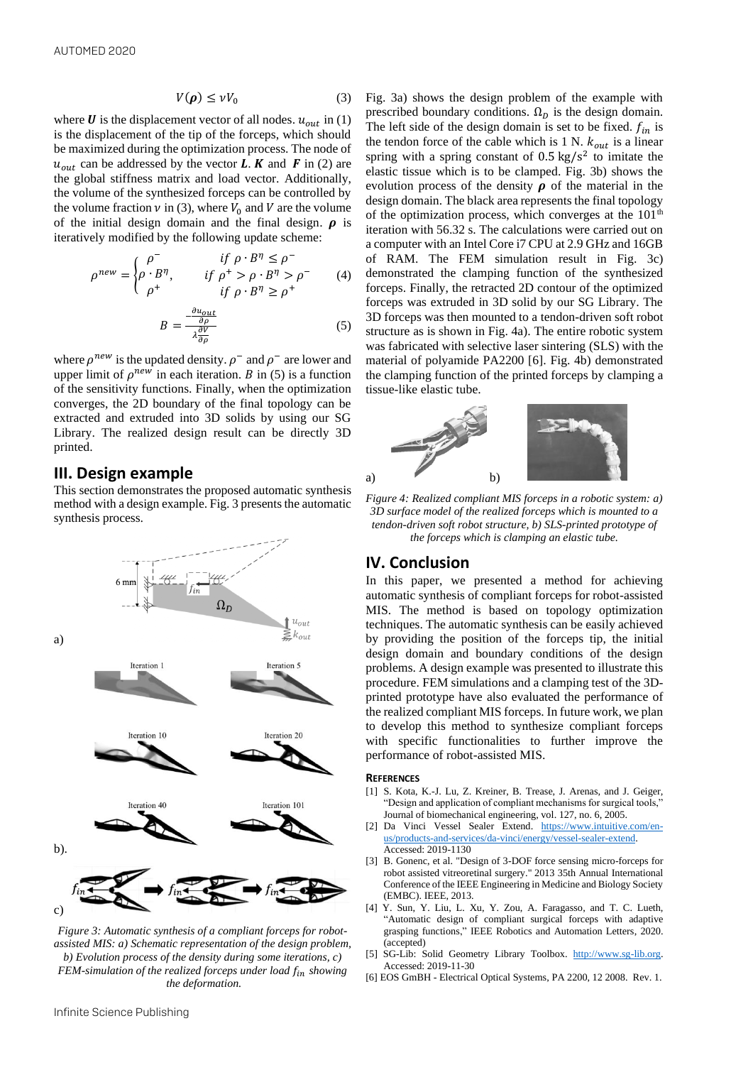$$V(\boldsymbol{\rho}) \leq \nu V_0 \tag{3}$$

where $\boldsymbol{U}$ is the displacement vector of all nodes. $u_{out}$ in (1) is the displacement of the tip of the forceps, which should be maximized during the optimization process. The node of $u_{out}$ can be addressed by the vector $\boldsymbol{L}$. $\boldsymbol{K}$ and $\boldsymbol{F}$ in (2) are the global stiffness matrix and load vector. Additionally, the volume of the synthesized forceps can be controlled by the volume fraction $\nu$ in (3), where $V_0$ and $V$ are the volume of the initial design domain and the final design. $\boldsymbol{\rho}$ is iteratively modified by the following update scheme:

$$\rho^{new} = \begin{cases} \rho^- & if\ \rho \cdot B^\eta \leq \rho^- \\ \rho \cdot B^\eta, & if\ \rho^+ > \rho \cdot B^\eta > \rho^- \\ \rho^+ & if\ \rho \cdot B^\eta \geq \rho^+ \end{cases} \tag{4}$$

$$B = \frac{-\frac{\partial u_{out}}{\partial \rho}}{\lambda \frac{\partial V}{\partial \rho}} \tag{5}$$

where $\rho^{new}$ is the updated density. $\rho^-$ and $\rho^-$ are lower and upper limit of $\rho^{new}$ in each iteration. $B$ in (5) is a function of the sensitivity functions. Finally, when the optimization converges, the 2D boundary of the final topology can be extracted and extruded into 3D solids by using our SG Library. The realized design result can be directly 3D printed.

## III. Design example

This section demonstrates the proposed automatic synthesis method with a design example. Fig. 3 presents the automatic synthesis process.

6 mm
$f_{in}$
$\Omega_D$
$u_{out}$
$k_{out}$
a)

Iteration 1
Iteration 5
Iteration 10
Iteration 20
Iteration 40
Iteration 101
b).

$f_{in}$
$f_{in}$
$f_{in}$
c)

*Figure 3: Automatic synthesis of a compliant forceps for robot-assisted MIS: a) Schematic representation of the design problem, b) Evolution process of the density during some iterations, c) FEM-simulation of the realized forceps under load $f_{in}$ showing the deformation.*

Fig. 3a) shows the design problem of the example with prescribed boundary conditions. $\Omega_D$ is the design domain. The left side of the design domain is set to be fixed. $f_{in}$ is the tendon force of the cable which is 1 N. $k_{out}$ is a linear spring with a spring constant of 0.5 $\text{kg/s}^2$ to imitate the elastic tissue which is to be clamped. Fig. 3b) shows the evolution process of the density $\boldsymbol{\rho}$ of the material in the design domain. The black area represents the final topology of the optimization process, which converges at the 101[th] iteration with 56.32 s. The calculations were carried out on a computer with an Intel Core i7 CPU at 2.9 GHz and 16GB of RAM. The FEM simulation result in Fig. 3c) demonstrated the clamping function of the synthesized forceps. Finally, the retracted 2D contour of the optimized forceps was extruded in 3D solid by our SG Library. The 3D forceps was then mounted to a tendon-driven soft robot structure as is shown in Fig. 4a). The entire robotic system was fabricated with selective laser sintering (SLS) with the material of polyamide PA2200 [6]. Fig. 4b) demonstrated the clamping function of the printed forceps by clamping a tissue-like elastic tube.

a)
b)

*Figure 4: Realized compliant MIS forceps in a robotic system: a) 3D surface model of the realized forceps which is mounted to a tendon-driven soft robot structure, b) SLS-printed prototype of the forceps which is clamping an elastic tube.*

## IV. Conclusion

In this paper, we presented a method for achieving automatic synthesis of compliant forceps for robot-assisted MIS. The method is based on topology optimization techniques. The automatic synthesis can be easily achieved by providing the position of the forceps tip, the initial design domain and boundary conditions of the design problems. A design example was presented to illustrate this procedure. FEM simulations and a clamping test of the 3D-printed prototype have also evaluated the performance of the realized compliant MIS forceps. In future work, we plan to develop this method to synthesize compliant forceps with specific functionalities to further improve the performance of robot-assisted MIS.

#### REFERENCES

[1] S. Kota, K.-J. Lu, Z. Kreiner, B. Trease, J. Arenas, and J. Geiger, "Design and application of compliant mechanisms for surgical tools," Journal of biomechanical engineering, vol. 127, no. 6, 2005.

[2] Da Vinci Vessel Sealer Extend. https://www.intuitive.com/en-us/products-and-services/da-vinci/energy/vessel-sealer-extend. Accessed: 2019-1130

[3] B. Gonenc, et al. "Design of 3-DOF force sensing micro-forceps for robot assisted vitreoretinal surgery." 2013 35th Annual International Conference of the IEEE Engineering in Medicine and Biology Society (EMBC). IEEE, 2013.

[4] Y. Sun, Y. Liu, L. Xu, Y. Zou, A. Faragasso, and T. C. Lueth, "Automatic design of compliant surgical forceps with adaptive grasping functions," IEEE Robotics and Automation Letters, 2020. (accepted)

[5] SG-Lib: Solid Geometry Library Toolbox. http://www.sg-lib.org. Accessed: 2019-11-30

[6] EOS GmBH - Electrical Optical Systems, PA 2200, 12 2008. Rev. 1.